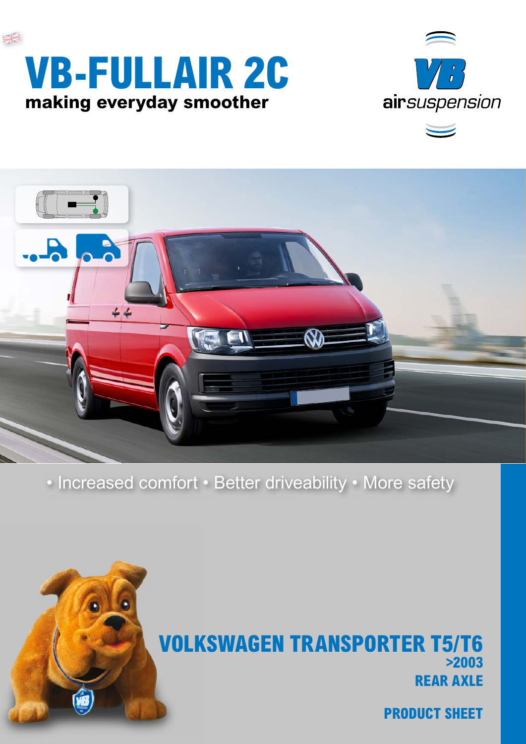# VB-FULLAIR 2C

**making everyday smoother**

VB airsuspension

• Increased comfort • Better driveability • More safety

## VOLKSWAGEN TRANSPORTER T5/T6

**>2003**

**REAR AXLE**

**PRODUCT SHEET**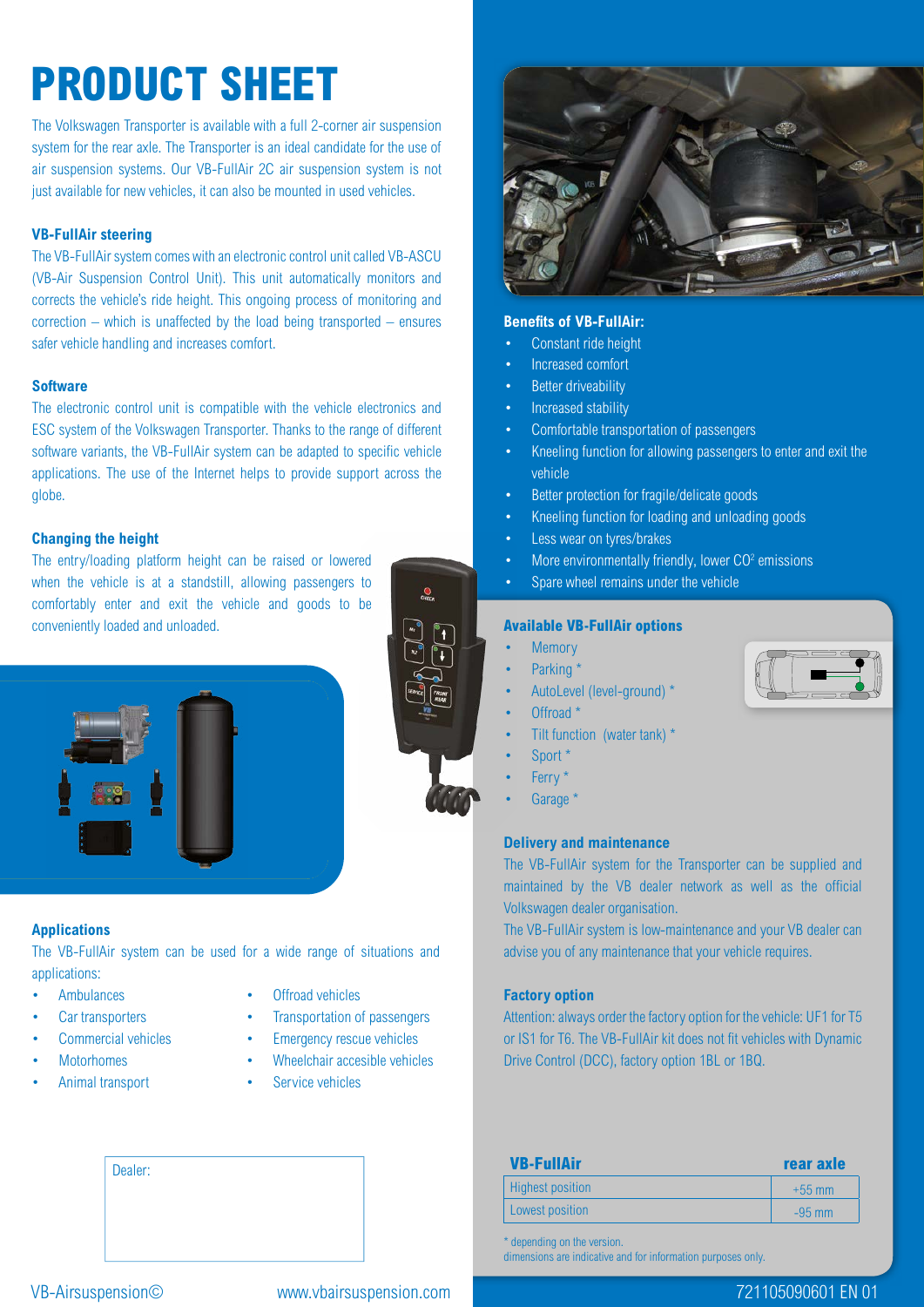# PRODUCT SHEET

The Volkswagen Transporter is available with a full 2-corner air suspension system for the rear axle. The Transporter is an ideal candidate for the use of air suspension systems. Our VB-FullAir 2C air suspension system is not just available for new vehicles, it can also be mounted in used vehicles.

### VB-FullAir steering

The VB-FullAir system comes with an electronic control unit called VB-ASCU (VB-Air Suspension Control Unit). This unit automatically monitors and corrects the vehicle's ride height. This ongoing process of monitoring and correction – which is unaffected by the load being transported – ensures safer vehicle handling and increases comfort.

### Software

The electronic control unit is compatible with the vehicle electronics and ESC system of the Volkswagen Transporter. Thanks to the range of different software variants, the VB-FullAir system can be adapted to specific vehicle applications. The use of the Internet helps to provide support across the globe.

### Changing the height

The entry/loading platform height can be raised or lowered when the vehicle is at a standstill, allowing passengers to comfortably enter and exit the vehicle and goods to be conveniently loaded and unloaded.

### Applications

The VB-FullAir system can be used for a wide range of situations and applications:

- Ambulances
- Car transporters
- Commercial vehicles
- Motorhomes
- Animal transport
- Offroad vehicles
- Transportation of passengers
- Emergency rescue vehicles
- Wheelchair accesible vehicles
- Service vehicles

Dealer:

### Benefits of VB-FullAir:

- Constant ride height
- Increased comfort
- Better driveability
- Increased stability
- Comfortable transportation of passengers
- Kneeling function for allowing passengers to enter and exit the vehicle
- Better protection for fragile/delicate goods
- Kneeling function for loading and unloading goods
- Less wear on tyres/brakes
- More environmentally friendly, lower $CO^2$ emissions
- Spare wheel remains under the vehicle

### Available VB-FullAir options

- Memory
- Parking *
- AutoLevel (level-ground) *
- Offroad *
- Tilt function (water tank) *
- Sport *
- Ferry *
- Garage *

### Delivery and maintenance

The VB-FullAir system for the Transporter can be supplied and maintained by the VB dealer network as well as the official Volkswagen dealer organisation.

The VB-FullAir system is low-maintenance and your VB dealer can advise you of any maintenance that your vehicle requires.

### Factory option

Attention: always order the factory option for the vehicle: UF1 for T5 or IS1 for T6. The VB-FullAir kit does not fit vehicles with Dynamic Drive Control (DCC), factory option 1BL or 1BQ.

| VB-FullAir | rear axle |
| --- | --- |
| Highest position | +55 mm |
| Lowest position | -95 mm |

\* depending on the version.
dimensions are indicative and for information purposes only.

VB-Airsuspension© www.vbairsuspension.com 721105090601 EN 01